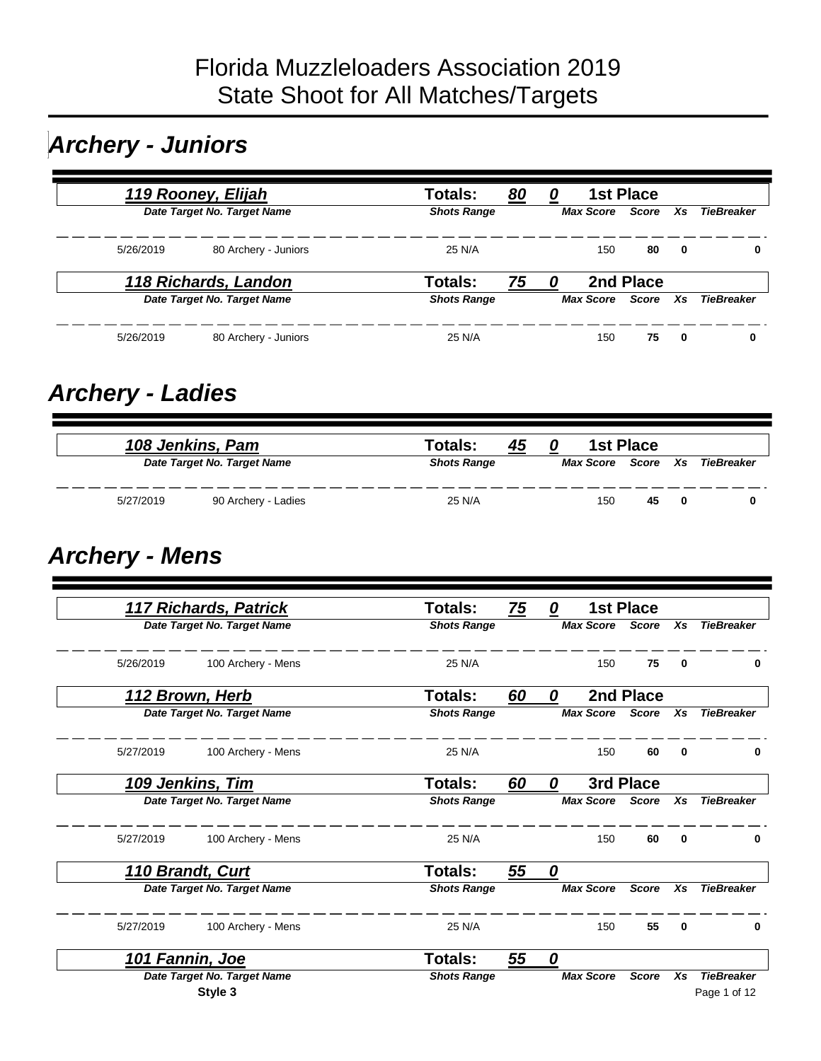# Florida Muzzleloaders Association 2019
# State Shoot for All Matches/Targets

## Archery - Juniors

**119 Rooney, Elijah** — Totals: **80** **0** — **1st Place**

| Date | Target No. | Target Name | Shots | Range | Max Score | Score | Xs | TieBreaker |
|---|---|---|---|---|---|---|---|---|
| 5/26/2019 | 80 | Archery - Juniors | 25 | N/A | 150 | 80 | 0 | 0 |

**118 Richards, Landon** — Totals: **75** **0** — **2nd Place**

| Date | Target No. | Target Name | Shots | Range | Max Score | Score | Xs | TieBreaker |
|---|---|---|---|---|---|---|---|---|
| 5/26/2019 | 80 | Archery - Juniors | 25 | N/A | 150 | 75 | 0 | 0 |

## Archery - Ladies

**108 Jenkins, Pam** — Totals: **45** **0** — **1st Place**

| Date | Target No. | Target Name | Shots | Range | Max Score | Score | Xs | TieBreaker |
|---|---|---|---|---|---|---|---|---|
| 5/27/2019 | 90 | Archery - Ladies | 25 | N/A | 150 | 45 | 0 | 0 |

## Archery - Mens

**117 Richards, Patrick** — Totals: **75** **0** — **1st Place**

| Date | Target No. | Target Name | Shots | Range | Max Score | Score | Xs | TieBreaker |
|---|---|---|---|---|---|---|---|---|
| 5/26/2019 | 100 | Archery - Mens | 25 | N/A | 150 | 75 | 0 | 0 |

**112 Brown, Herb** — Totals: **60** **0** — **2nd Place**

| Date | Target No. | Target Name | Shots | Range | Max Score | Score | Xs | TieBreaker |
|---|---|---|---|---|---|---|---|---|
| 5/27/2019 | 100 | Archery - Mens | 25 | N/A | 150 | 60 | 0 | 0 |

**109 Jenkins, Tim** — Totals: **60** **0** — **3rd Place**

| Date | Target No. | Target Name | Shots | Range | Max Score | Score | Xs | TieBreaker |
|---|---|---|---|---|---|---|---|---|
| 5/27/2019 | 100 | Archery - Mens | 25 | N/A | 150 | 60 | 0 | 0 |

**110 Brandt, Curt** — Totals: **55** **0**

| Date | Target No. | Target Name | Shots | Range | Max Score | Score | Xs | TieBreaker |
|---|---|---|---|---|---|---|---|---|
| 5/27/2019 | 100 | Archery - Mens | 25 | N/A | 150 | 55 | 0 | 0 |

**101 Fannin, Joe** — Totals: **55** **0**

| Date | Target No. | Target Name | Shots | Range | Max Score | Score | Xs | TieBreaker |
|---|---|---|---|---|---|---|---|---|

Style 3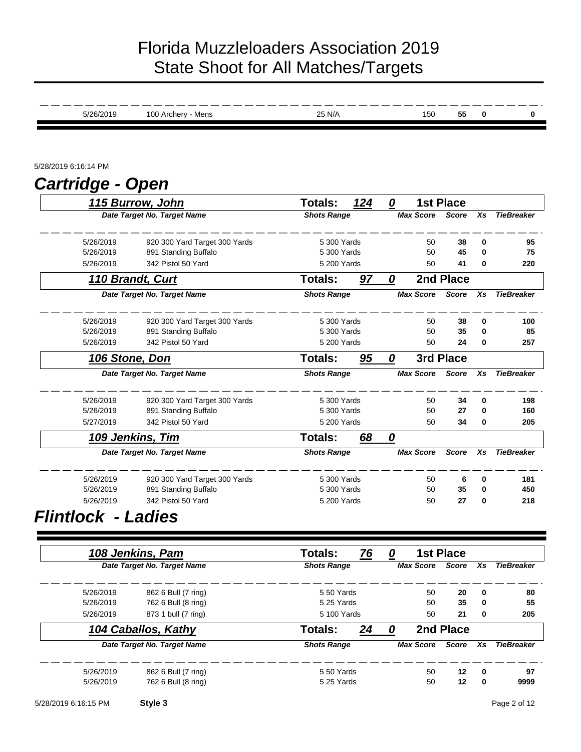# Florida Muzzleloaders Association 2019
# State Shoot for All Matches/Targets

| Date | Target No. Target Name | Shots Range | Max Score | Score | Xs | TieBreaker |
|---|---|---|---|---|---|---|
| 5/26/2019 | 100 Archery - Mens | 25 N/A | 150 | **55** | **0** | **0** |

5/28/2019 6:16:14 PM

## Cartridge - Open

### 115 Burrow, John — Totals: 124 0 — 1st Place

| Date | Target No. Target Name | Shots Range | Max Score | Score | Xs | TieBreaker |
|---|---|---|---|---|---|---|
| 5/26/2019 | 920 300 Yard Target 300 Yards | 5 300 Yards | 50 | **38** | **0** | **95** |
| 5/26/2019 | 891 Standing Buffalo | 5 300 Yards | 50 | **45** | **0** | **75** |
| 5/26/2019 | 342 Pistol 50 Yard | 5 200 Yards | 50 | **41** | **0** | **220** |

### 110 Brandt, Curt — Totals: 97 0 — 2nd Place

| Date | Target No. Target Name | Shots Range | Max Score | Score | Xs | TieBreaker |
|---|---|---|---|---|---|---|
| 5/26/2019 | 920 300 Yard Target 300 Yards | 5 300 Yards | 50 | **38** | **0** | **100** |
| 5/26/2019 | 891 Standing Buffalo | 5 300 Yards | 50 | **35** | **0** | **85** |
| 5/26/2019 | 342 Pistol 50 Yard | 5 200 Yards | 50 | **24** | **0** | **257** |

### 106 Stone, Don — Totals: 95 0 — 3rd Place

| Date | Target No. Target Name | Shots Range | Max Score | Score | Xs | TieBreaker |
|---|---|---|---|---|---|---|
| 5/26/2019 | 920 300 Yard Target 300 Yards | 5 300 Yards | 50 | **34** | **0** | **198** |
| 5/26/2019 | 891 Standing Buffalo | 5 300 Yards | 50 | **27** | **0** | **160** |
| 5/27/2019 | 342 Pistol 50 Yard | 5 200 Yards | 50 | **34** | **0** | **205** |

### 109 Jenkins, Tim — Totals: 68 0

| Date | Target No. Target Name | Shots Range | Max Score | Score | Xs | TieBreaker |
|---|---|---|---|---|---|---|
| 5/26/2019 | 920 300 Yard Target 300 Yards | 5 300 Yards | 50 | **6** | **0** | **181** |
| 5/26/2019 | 891 Standing Buffalo | 5 300 Yards | 50 | **35** | **0** | **450** |
| 5/26/2019 | 342 Pistol 50 Yard | 5 200 Yards | 50 | **27** | **0** | **218** |

## Flintlock - Ladies

### 108 Jenkins, Pam — Totals: 76 0 — 1st Place

| Date | Target No. Target Name | Shots Range | Max Score | Score | Xs | TieBreaker |
|---|---|---|---|---|---|---|
| 5/26/2019 | 862 6 Bull (7 ring) | 5 50 Yards | 50 | **20** | **0** | **80** |
| 5/26/2019 | 762 6 Bull (8 ring) | 5 25 Yards | 50 | **35** | **0** | **55** |
| 5/26/2019 | 873 1 bull (7 ring) | 5 100 Yards | 50 | **21** | **0** | **205** |

### 104 Caballos, Kathy — Totals: 24 0 — 2nd Place

| Date | Target No. Target Name | Shots Range | Max Score | Score | Xs | TieBreaker |
|---|---|---|---|---|---|---|
| 5/26/2019 | 862 6 Bull (7 ring) | 5 50 Yards | 50 | **12** | **0** | **97** |
| 5/26/2019 | 762 6 Bull (8 ring) | 5 25 Yards | 50 | **12** | **0** | **9999** |

5/28/2019 6:16:15 PM **Style 3**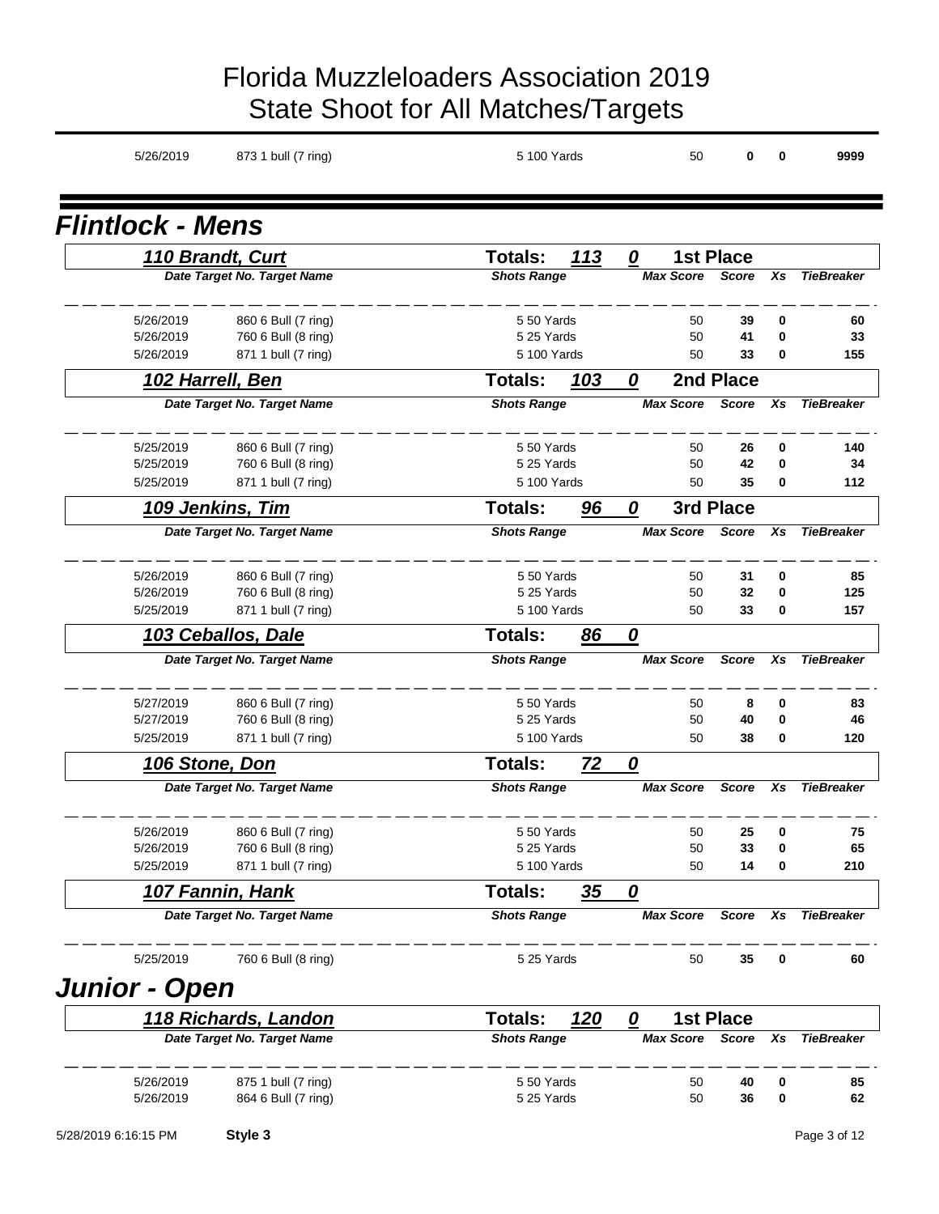# Florida Muzzleloaders Association 2019 State Shoot for All Matches/Targets

| | | | | | | |
|---|---|---|---|---|---|---|
| 5/26/2019 | 873 1 bull (7 ring) | 5 100 Yards | 50 | **0** | **0** | **9999** |

## Flintlock - Mens

### 110 Brandt, Curt — Totals: 113 0 — 1st Place

| Date | Target No. Target Name | Shots Range | Max Score | Score | Xs | TieBreaker |
|---|---|---|---|---|---|---|
| 5/26/2019 | 860 6 Bull (7 ring) | 5 50 Yards | 50 | **39** | **0** | **60** |
| 5/26/2019 | 760 6 Bull (8 ring) | 5 25 Yards | 50 | **41** | **0** | **33** |
| 5/26/2019 | 871 1 bull (7 ring) | 5 100 Yards | 50 | **33** | **0** | **155** |

### 102 Harrell, Ben — Totals: 103 0 — 2nd Place

| Date | Target No. Target Name | Shots Range | Max Score | Score | Xs | TieBreaker |
|---|---|---|---|---|---|---|
| 5/25/2019 | 860 6 Bull (7 ring) | 5 50 Yards | 50 | **26** | **0** | **140** |
| 5/25/2019 | 760 6 Bull (8 ring) | 5 25 Yards | 50 | **42** | **0** | **34** |
| 5/25/2019 | 871 1 bull (7 ring) | 5 100 Yards | 50 | **35** | **0** | **112** |

### 109 Jenkins, Tim — Totals: 96 0 — 3rd Place

| Date | Target No. Target Name | Shots Range | Max Score | Score | Xs | TieBreaker |
|---|---|---|---|---|---|---|
| 5/26/2019 | 860 6 Bull (7 ring) | 5 50 Yards | 50 | **31** | **0** | **85** |
| 5/26/2019 | 760 6 Bull (8 ring) | 5 25 Yards | 50 | **32** | **0** | **125** |
| 5/25/2019 | 871 1 bull (7 ring) | 5 100 Yards | 50 | **33** | **0** | **157** |

### 103 Ceballos, Dale — Totals: 86 0

| Date | Target No. Target Name | Shots Range | Max Score | Score | Xs | TieBreaker |
|---|---|---|---|---|---|---|
| 5/27/2019 | 860 6 Bull (7 ring) | 5 50 Yards | 50 | **8** | **0** | **83** |
| 5/27/2019 | 760 6 Bull (8 ring) | 5 25 Yards | 50 | **40** | **0** | **46** |
| 5/25/2019 | 871 1 bull (7 ring) | 5 100 Yards | 50 | **38** | **0** | **120** |

### 106 Stone, Don — Totals: 72 0

| Date | Target No. Target Name | Shots Range | Max Score | Score | Xs | TieBreaker |
|---|---|---|---|---|---|---|
| 5/26/2019 | 860 6 Bull (7 ring) | 5 50 Yards | 50 | **25** | **0** | **75** |
| 5/26/2019 | 760 6 Bull (8 ring) | 5 25 Yards | 50 | **33** | **0** | **65** |
| 5/25/2019 | 871 1 bull (7 ring) | 5 100 Yards | 50 | **14** | **0** | **210** |

### 107 Fannin, Hank — Totals: 35 0

| Date | Target No. Target Name | Shots Range | Max Score | Score | Xs | TieBreaker |
|---|---|---|---|---|---|---|
| 5/25/2019 | 760 6 Bull (8 ring) | 5 25 Yards | 50 | **35** | **0** | **60** |

## Junior - Open

### 118 Richards, Landon — Totals: 120 0 — 1st Place

| Date | Target No. Target Name | Shots Range | Max Score | Score | Xs | TieBreaker |
|---|---|---|---|---|---|---|
| 5/26/2019 | 875 1 bull (7 ring) | 5 50 Yards | 50 | **40** | **0** | **85** |
| 5/26/2019 | 864 6 Bull (7 ring) | 5 25 Yards | 50 | **36** | **0** | **62** |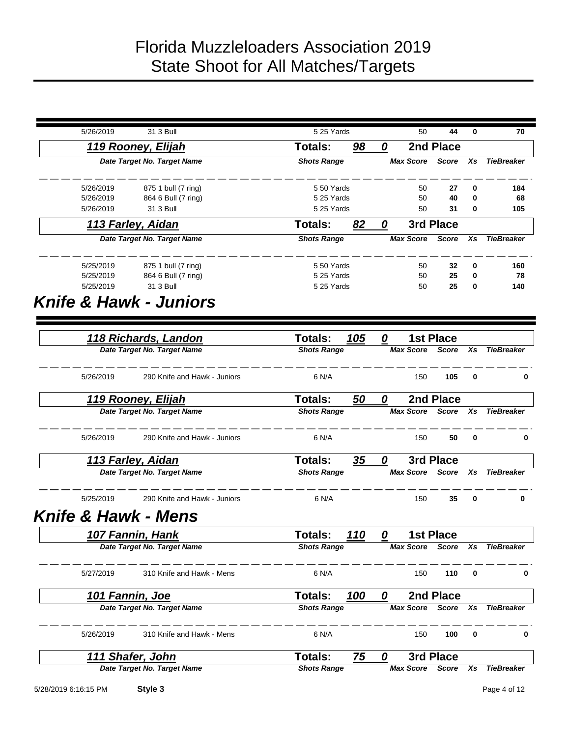# Florida Muzzleloaders Association 2019
# State Shoot for All Matches/Targets

| Date | Target No. Target Name | Shots Range | Max Score | Score | Xs | TieBreaker |
|---|---|---|---|---|---|---|
| 5/26/2019 | 31 3 Bull | 5 25 Yards | 50 | **44** | **0** | **70** |

### *119 Rooney, Elijah* — Totals: *98* *0* — 2nd Place

| Date | Target No. Target Name | Shots Range | Max Score | Score | Xs | TieBreaker |
|---|---|---|---|---|---|---|
| 5/26/2019 | 875 1 bull (7 ring) | 5 50 Yards | 50 | **27** | **0** | **184** |
| 5/26/2019 | 864 6 Bull (7 ring) | 5 25 Yards | 50 | **40** | **0** | **68** |
| 5/26/2019 | 31 3 Bull | 5 25 Yards | 50 | **31** | **0** | **105** |

### *113 Farley, Aidan* — Totals: *82* *0* — 3rd Place

| Date | Target No. Target Name | Shots Range | Max Score | Score | Xs | TieBreaker |
|---|---|---|---|---|---|---|
| 5/25/2019 | 875 1 bull (7 ring) | 5 50 Yards | 50 | **32** | **0** | **160** |
| 5/25/2019 | 864 6 Bull (7 ring) | 5 25 Yards | 50 | **25** | **0** | **78** |
| 5/25/2019 | 31 3 Bull | 5 25 Yards | 50 | **25** | **0** | **140** |

## *Knife & Hawk - Juniors*

### *118 Richards, Landon* — Totals: *105* *0* — 1st Place

| Date | Target No. Target Name | Shots Range | Max Score | Score | Xs | TieBreaker |
|---|---|---|---|---|---|---|
| 5/26/2019 | 290 Knife and Hawk - Juniors | 6 N/A | 150 | **105** | **0** | **0** |

### *119 Rooney, Elijah* — Totals: *50* *0* — 2nd Place

| Date | Target No. Target Name | Shots Range | Max Score | Score | Xs | TieBreaker |
|---|---|---|---|---|---|---|
| 5/26/2019 | 290 Knife and Hawk - Juniors | 6 N/A | 150 | **50** | **0** | **0** |

### *113 Farley, Aidan* — Totals: *35* *0* — 3rd Place

| Date | Target No. Target Name | Shots Range | Max Score | Score | Xs | TieBreaker |
|---|---|---|---|---|---|---|
| 5/25/2019 | 290 Knife and Hawk - Juniors | 6 N/A | 150 | **35** | **0** | **0** |

## *Knife & Hawk - Mens*

### *107 Fannin, Hank* — Totals: *110* *0* — 1st Place

| Date | Target No. Target Name | Shots Range | Max Score | Score | Xs | TieBreaker |
|---|---|---|---|---|---|---|
| 5/27/2019 | 310 Knife and Hawk - Mens | 6 N/A | 150 | **110** | **0** | **0** |

### *101 Fannin, Joe* — Totals: *100* *0* — 2nd Place

| Date | Target No. Target Name | Shots Range | Max Score | Score | Xs | TieBreaker |
|---|---|---|---|---|---|---|
| 5/26/2019 | 310 Knife and Hawk - Mens | 6 N/A | 150 | **100** | **0** | **0** |

### *111 Shafer, John* — Totals: *75* *0* — 3rd Place

| Date | Target No. Target Name | Shots Range | Max Score | Score | Xs | TieBreaker |
|---|---|---|---|---|---|---|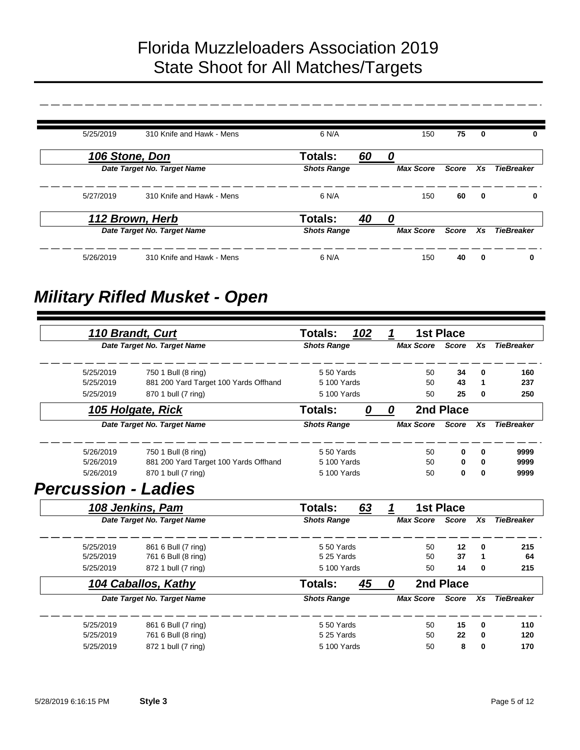# Florida Muzzleloaders Association 2019
# State Shoot for All Matches/Targets

| Date | Target No. Target Name | Shots Range | Max Score | Score | Xs | TieBreaker |
|---|---|---|---|---|---|---|
| 5/25/2019 | 310 Knife and Hawk - Mens | 6 N/A | 150 | **75** | **0** | **0** |

***106 Stone, Don*** — **Totals:** ***60*** ***0***

| Date | Target No. Target Name | Shots Range | Max Score | Score | Xs | TieBreaker |
|---|---|---|---|---|---|---|
| 5/27/2019 | 310 Knife and Hawk - Mens | 6 N/A | 150 | **60** | **0** | **0** |

***112 Brown, Herb*** — **Totals:** ***40*** ***0***

| Date | Target No. Target Name | Shots Range | Max Score | Score | Xs | TieBreaker |
|---|---|---|---|---|---|---|
| 5/26/2019 | 310 Knife and Hawk - Mens | 6 N/A | 150 | **40** | **0** | **0** |

## *Military Rifled Musket - Open*

***110 Brandt, Curt*** — **Totals:** ***102*** ***1*** **1st Place**

| Date | Target No. Target Name | Shots Range | Max Score | Score | Xs | TieBreaker |
|---|---|---|---|---|---|---|
| 5/25/2019 | 750 1 Bull (8 ring) | 5 50 Yards | 50 | **34** | **0** | **160** |
| 5/25/2019 | 881 200 Yard Target 100 Yards Offhand | 5 100 Yards | 50 | **43** | **1** | **237** |
| 5/25/2019 | 870 1 bull (7 ring) | 5 100 Yards | 50 | **25** | **0** | **250** |

***105 Holgate, Rick*** — **Totals:** ***0*** ***0*** **2nd Place**

| Date | Target No. Target Name | Shots Range | Max Score | Score | Xs | TieBreaker |
|---|---|---|---|---|---|---|
| 5/26/2019 | 750 1 Bull (8 ring) | 5 50 Yards | 50 | **0** | **0** | **9999** |
| 5/26/2019 | 881 200 Yard Target 100 Yards Offhand | 5 100 Yards | 50 | **0** | **0** | **9999** |
| 5/26/2019 | 870 1 bull (7 ring) | 5 100 Yards | 50 | **0** | **0** | **9999** |

## *Percussion - Ladies*

***108 Jenkins, Pam*** — **Totals:** ***63*** ***1*** **1st Place**

| Date | Target No. Target Name | Shots Range | Max Score | Score | Xs | TieBreaker |
|---|---|---|---|---|---|---|
| 5/25/2019 | 861 6 Bull (7 ring) | 5 50 Yards | 50 | **12** | **0** | **215** |
| 5/25/2019 | 761 6 Bull (8 ring) | 5 25 Yards | 50 | **37** | **1** | **64** |
| 5/25/2019 | 872 1 bull (7 ring) | 5 100 Yards | 50 | **14** | **0** | **215** |

***104 Caballos, Kathy*** — **Totals:** ***45*** ***0*** **2nd Place**

| Date | Target No. Target Name | Shots Range | Max Score | Score | Xs | TieBreaker |
|---|---|---|---|---|---|---|
| 5/25/2019 | 861 6 Bull (7 ring) | 5 50 Yards | 50 | **15** | **0** | **110** |
| 5/25/2019 | 761 6 Bull (8 ring) | 5 25 Yards | 50 | **22** | **0** | **120** |
| 5/25/2019 | 872 1 bull (7 ring) | 5 100 Yards | 50 | **8** | **0** | **170** |

5/28/2019 6:16:15 PM **Style 3**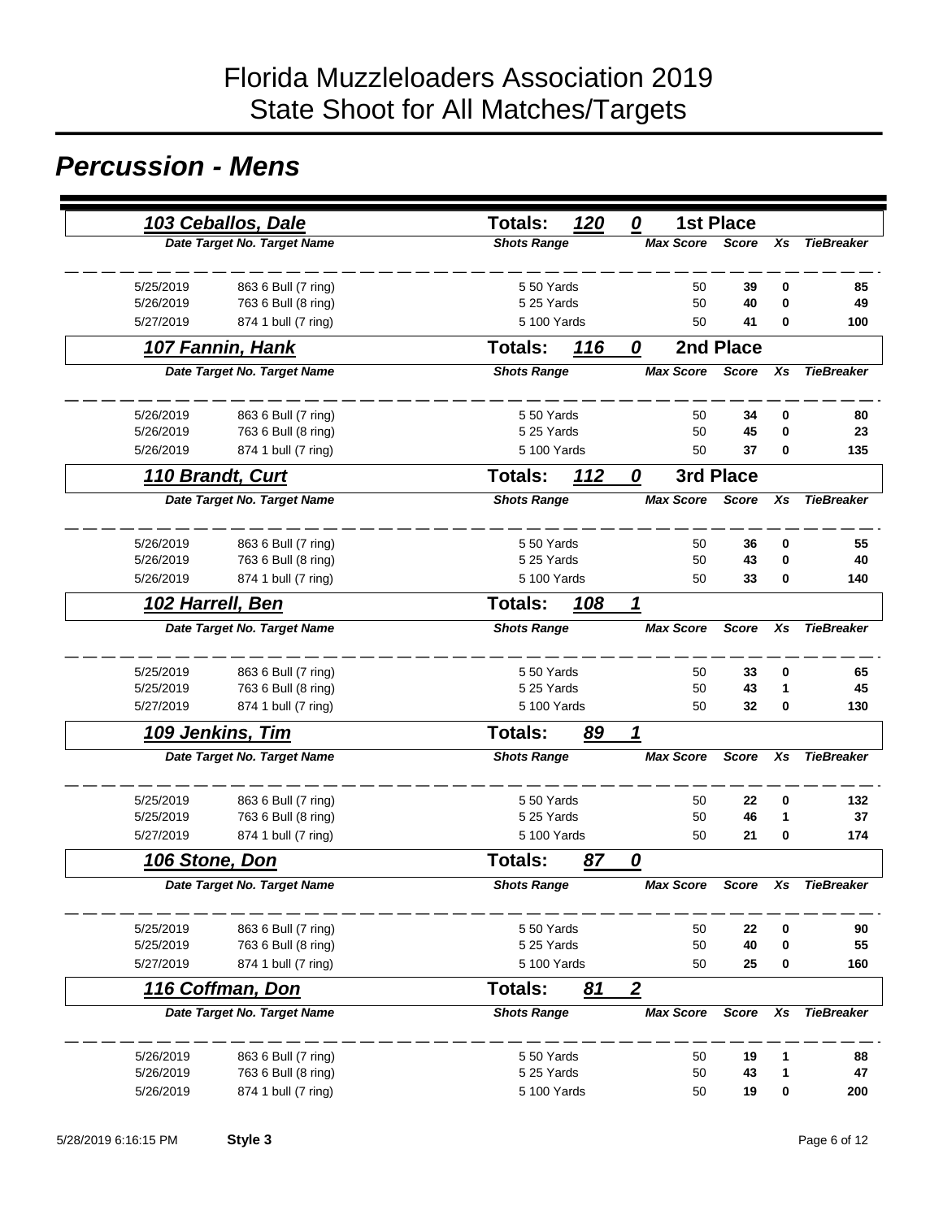# Florida Muzzleloaders Association 2019
# State Shoot for All Matches/Targets

## Percussion - Mens

### 103 Ceballos, Dale — Totals: 120 0 — 1st Place

| Date | Target No. | Target Name | Shots | Range | Max Score | Score | Xs | TieBreaker |
|---|---|---|---|---|---|---|---|---|
| 5/25/2019 | 863 | 6 Bull (7 ring) | 5 | 50 Yards | 50 | 39 | 0 | 85 |
| 5/26/2019 | 763 | 6 Bull (8 ring) | 5 | 25 Yards | 50 | 40 | 0 | 49 |
| 5/27/2019 | 874 | 1 bull (7 ring) | 5 | 100 Yards | 50 | 41 | 0 | 100 |

### 107 Fannin, Hank — Totals: 116 0 — 2nd Place

| Date | Target No. | Target Name | Shots | Range | Max Score | Score | Xs | TieBreaker |
|---|---|---|---|---|---|---|---|---|
| 5/26/2019 | 863 | 6 Bull (7 ring) | 5 | 50 Yards | 50 | 34 | 0 | 80 |
| 5/26/2019 | 763 | 6 Bull (8 ring) | 5 | 25 Yards | 50 | 45 | 0 | 23 |
| 5/26/2019 | 874 | 1 bull (7 ring) | 5 | 100 Yards | 50 | 37 | 0 | 135 |

### 110 Brandt, Curt — Totals: 112 0 — 3rd Place

| Date | Target No. | Target Name | Shots | Range | Max Score | Score | Xs | TieBreaker |
|---|---|---|---|---|---|---|---|---|
| 5/26/2019 | 863 | 6 Bull (7 ring) | 5 | 50 Yards | 50 | 36 | 0 | 55 |
| 5/26/2019 | 763 | 6 Bull (8 ring) | 5 | 25 Yards | 50 | 43 | 0 | 40 |
| 5/26/2019 | 874 | 1 bull (7 ring) | 5 | 100 Yards | 50 | 33 | 0 | 140 |

### 102 Harrell, Ben — Totals: 108 1

| Date | Target No. | Target Name | Shots | Range | Max Score | Score | Xs | TieBreaker |
|---|---|---|---|---|---|---|---|---|
| 5/25/2019 | 863 | 6 Bull (7 ring) | 5 | 50 Yards | 50 | 33 | 0 | 65 |
| 5/25/2019 | 763 | 6 Bull (8 ring) | 5 | 25 Yards | 50 | 43 | 1 | 45 |
| 5/27/2019 | 874 | 1 bull (7 ring) | 5 | 100 Yards | 50 | 32 | 0 | 130 |

### 109 Jenkins, Tim — Totals: 89 1

| Date | Target No. | Target Name | Shots | Range | Max Score | Score | Xs | TieBreaker |
|---|---|---|---|---|---|---|---|---|
| 5/25/2019 | 863 | 6 Bull (7 ring) | 5 | 50 Yards | 50 | 22 | 0 | 132 |
| 5/25/2019 | 763 | 6 Bull (8 ring) | 5 | 25 Yards | 50 | 46 | 1 | 37 |
| 5/27/2019 | 874 | 1 bull (7 ring) | 5 | 100 Yards | 50 | 21 | 0 | 174 |

### 106 Stone, Don — Totals: 87 0

| Date | Target No. | Target Name | Shots | Range | Max Score | Score | Xs | TieBreaker |
|---|---|---|---|---|---|---|---|---|
| 5/25/2019 | 863 | 6 Bull (7 ring) | 5 | 50 Yards | 50 | 22 | 0 | 90 |
| 5/25/2019 | 763 | 6 Bull (8 ring) | 5 | 25 Yards | 50 | 40 | 0 | 55 |
| 5/27/2019 | 874 | 1 bull (7 ring) | 5 | 100 Yards | 50 | 25 | 0 | 160 |

### 116 Coffman, Don — Totals: 81 2

| Date | Target No. | Target Name | Shots | Range | Max Score | Score | Xs | TieBreaker |
|---|---|---|---|---|---|---|---|---|
| 5/26/2019 | 863 | 6 Bull (7 ring) | 5 | 50 Yards | 50 | 19 | 1 | 88 |
| 5/26/2019 | 763 | 6 Bull (8 ring) | 5 | 25 Yards | 50 | 43 | 1 | 47 |
| 5/26/2019 | 874 | 1 bull (7 ring) | 5 | 100 Yards | 50 | 19 | 0 | 200 |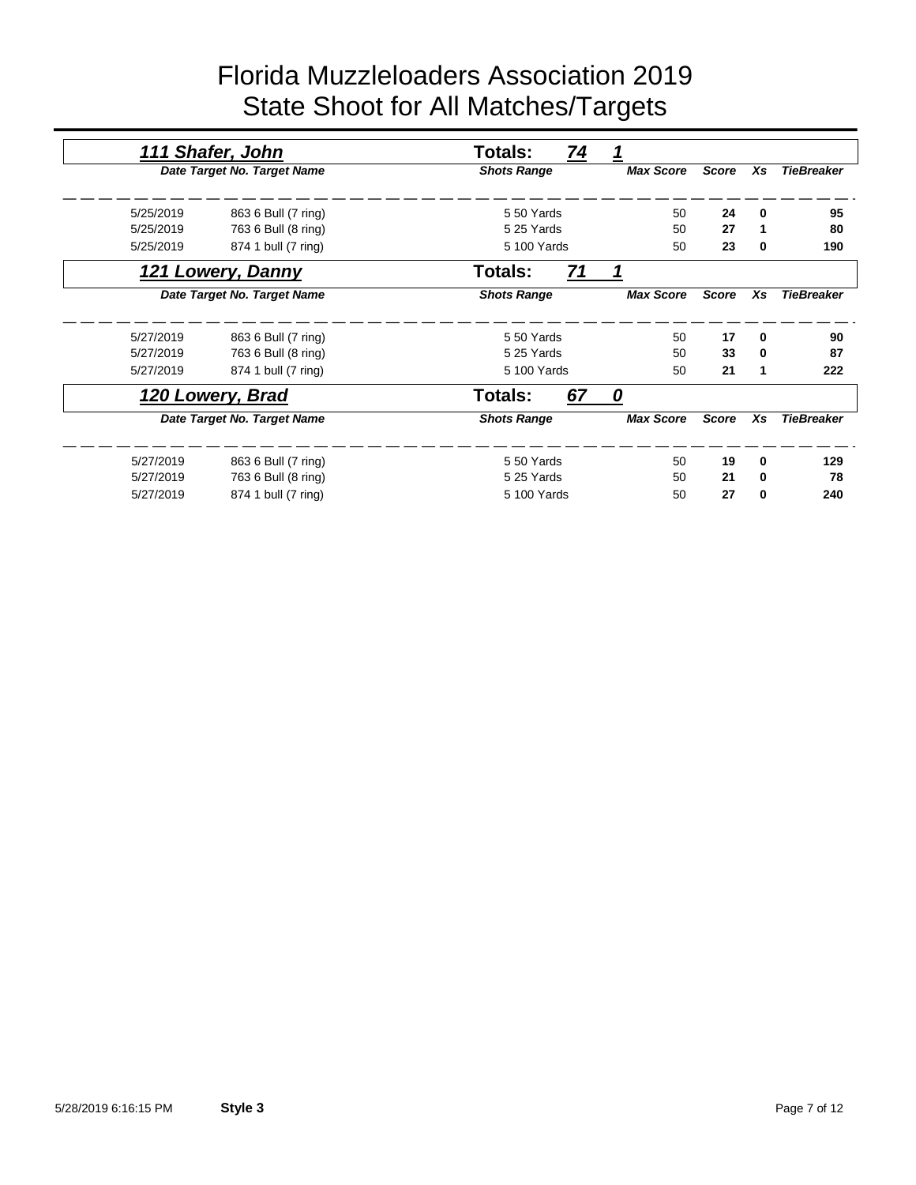# Florida Muzzleloaders Association 2019
# State Shoot for All Matches/Targets

## *111 Shafer, John* — Totals: *74* *1*

| Date | Target No. | Target Name | Shots | Range | Max Score | Score | Xs | TieBreaker |
|---|---|---|---|---|---|---|---|---|
| 5/25/2019 | 863 | 6 Bull (7 ring) | 5 | 50 Yards | 50 | **24** | **0** | **95** |
| 5/25/2019 | 763 | 6 Bull (8 ring) | 5 | 25 Yards | 50 | **27** | **1** | **80** |
| 5/25/2019 | 874 | 1 bull (7 ring) | 5 | 100 Yards | 50 | **23** | **0** | **190** |

## *121 Lowery, Danny* — Totals: *71* *1*

| Date | Target No. | Target Name | Shots | Range | Max Score | Score | Xs | TieBreaker |
|---|---|---|---|---|---|---|---|---|
| 5/27/2019 | 863 | 6 Bull (7 ring) | 5 | 50 Yards | 50 | **17** | **0** | **90** |
| 5/27/2019 | 763 | 6 Bull (8 ring) | 5 | 25 Yards | 50 | **33** | **0** | **87** |
| 5/27/2019 | 874 | 1 bull (7 ring) | 5 | 100 Yards | 50 | **21** | **1** | **222** |

## *120 Lowery, Brad* — Totals: *67* *0*

| Date | Target No. | Target Name | Shots | Range | Max Score | Score | Xs | TieBreaker |
|---|---|---|---|---|---|---|---|---|
| 5/27/2019 | 863 | 6 Bull (7 ring) | 5 | 50 Yards | 50 | **19** | **0** | **129** |
| 5/27/2019 | 763 | 6 Bull (8 ring) | 5 | 25 Yards | 50 | **21** | **0** | **78** |
| 5/27/2019 | 874 | 1 bull (7 ring) | 5 | 100 Yards | 50 | **27** | **0** | **240** |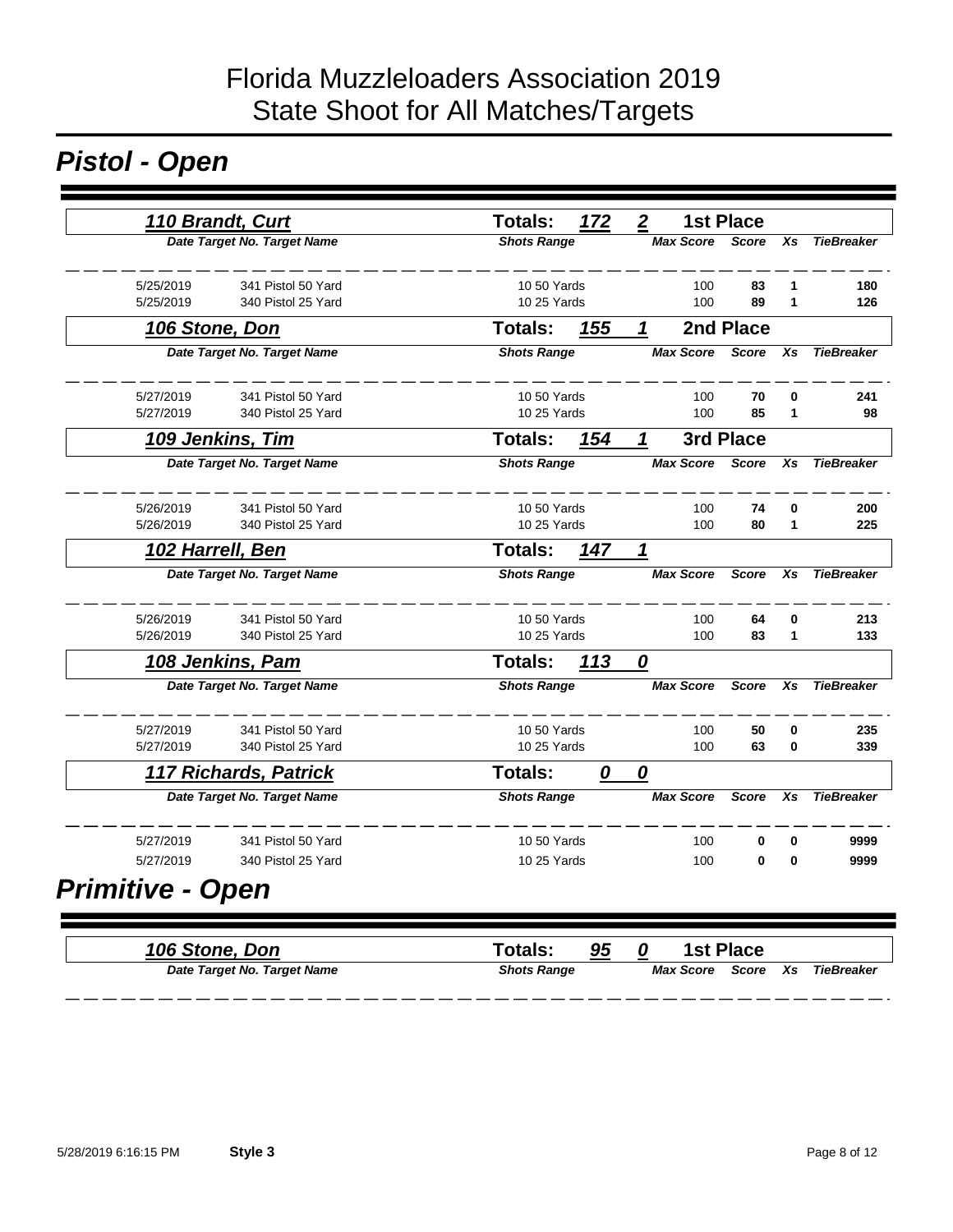# Florida Muzzleloaders Association 2019
# State Shoot for All Matches/Targets

## *Pistol - Open*

### *110 Brandt, Curt* — Totals: *172* *2* — 1st Place

| Date | Target No. | Target Name | Shots | Range | Max Score | Score | Xs | TieBreaker |
|---|---|---|---|---|---|---|---|---|
| 5/25/2019 | 341 | Pistol 50 Yard | 10 | 50 Yards | 100 | **83** | **1** | **180** |
| 5/25/2019 | 340 | Pistol 25 Yard | 10 | 25 Yards | 100 | **89** | **1** | **126** |

### *106 Stone, Don* — Totals: *155* *1* — 2nd Place

| Date | Target No. | Target Name | Shots | Range | Max Score | Score | Xs | TieBreaker |
|---|---|---|---|---|---|---|---|---|
| 5/27/2019 | 341 | Pistol 50 Yard | 10 | 50 Yards | 100 | **70** | **0** | **241** |
| 5/27/2019 | 340 | Pistol 25 Yard | 10 | 25 Yards | 100 | **85** | **1** | **98** |

### *109 Jenkins, Tim* — Totals: *154* *1* — 3rd Place

| Date | Target No. | Target Name | Shots | Range | Max Score | Score | Xs | TieBreaker |
|---|---|---|---|---|---|---|---|---|
| 5/26/2019 | 341 | Pistol 50 Yard | 10 | 50 Yards | 100 | **74** | **0** | **200** |
| 5/26/2019 | 340 | Pistol 25 Yard | 10 | 25 Yards | 100 | **80** | **1** | **225** |

### *102 Harrell, Ben* — Totals: *147* *1*

| Date | Target No. | Target Name | Shots | Range | Max Score | Score | Xs | TieBreaker |
|---|---|---|---|---|---|---|---|---|
| 5/26/2019 | 341 | Pistol 50 Yard | 10 | 50 Yards | 100 | **64** | **0** | **213** |
| 5/26/2019 | 340 | Pistol 25 Yard | 10 | 25 Yards | 100 | **83** | **1** | **133** |

### *108 Jenkins, Pam* — Totals: *113* *0*

| Date | Target No. | Target Name | Shots | Range | Max Score | Score | Xs | TieBreaker |
|---|---|---|---|---|---|---|---|---|
| 5/27/2019 | 341 | Pistol 50 Yard | 10 | 50 Yards | 100 | **50** | **0** | **235** |
| 5/27/2019 | 340 | Pistol 25 Yard | 10 | 25 Yards | 100 | **63** | **0** | **339** |

### *117 Richards, Patrick* — Totals: *0* *0*

| Date | Target No. | Target Name | Shots | Range | Max Score | Score | Xs | TieBreaker |
|---|---|---|---|---|---|---|---|---|
| 5/27/2019 | 341 | Pistol 50 Yard | 10 | 50 Yards | 100 | **0** | **0** | **9999** |
| 5/27/2019 | 340 | Pistol 25 Yard | 10 | 25 Yards | 100 | **0** | **0** | **9999** |

## *Primitive - Open*

### *106 Stone, Don* — Totals: *95* *0* — 1st Place

| Date | Target No. | Target Name | Shots | Range | Max Score | Score | Xs | TieBreaker |
|---|---|---|---|---|---|---|---|---|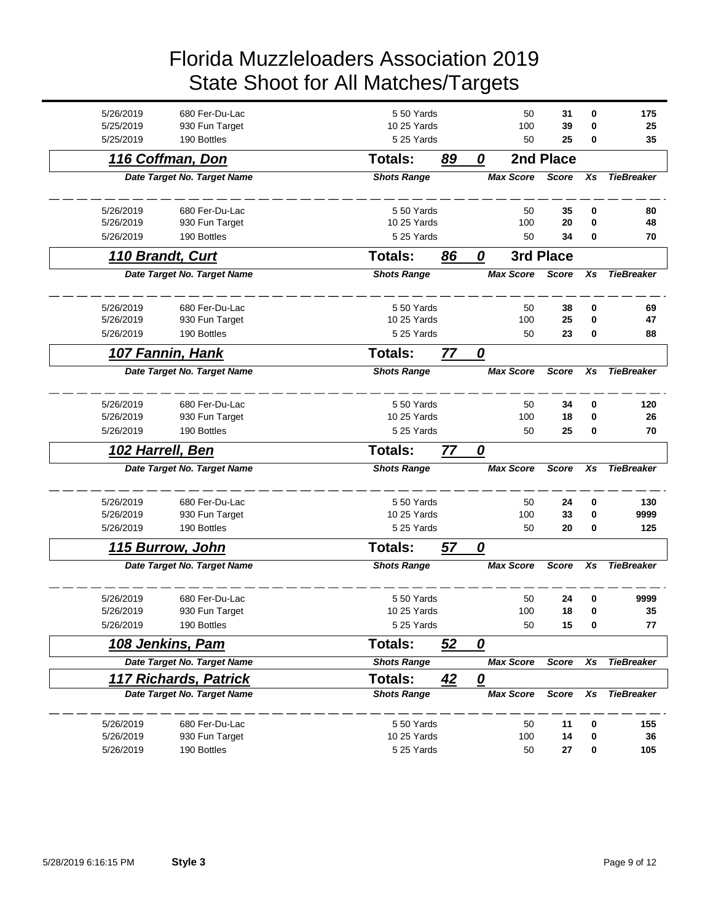# Florida Muzzleloaders Association 2019
# State Shoot for All Matches/Targets

| Date | Target No. Target Name | Shots Range | Max Score | Score | Xs | TieBreaker |
|---|---|---|---|---|---|---|
| 5/26/2019 | 680 Fer-Du-Lac | 5 50 Yards | 50 | **31** | **0** | **175** |
| 5/25/2019 | 930 Fun Target | 10 25 Yards | 100 | **39** | **0** | **25** |
| 5/25/2019 | 190 Bottles | 5 25 Yards | 50 | **25** | **0** | **35** |

## 116 Coffman, Don — Totals: 89 0 — 2nd Place

| Date | Target No. Target Name | Shots Range | Max Score | Score | Xs | TieBreaker |
|---|---|---|---|---|---|---|
| 5/26/2019 | 680 Fer-Du-Lac | 5 50 Yards | 50 | **35** | **0** | **80** |
| 5/26/2019 | 930 Fun Target | 10 25 Yards | 100 | **20** | **0** | **48** |
| 5/26/2019 | 190 Bottles | 5 25 Yards | 50 | **34** | **0** | **70** |

## 110 Brandt, Curt — Totals: 86 0 — 3rd Place

| Date | Target No. Target Name | Shots Range | Max Score | Score | Xs | TieBreaker |
|---|---|---|---|---|---|---|
| 5/26/2019 | 680 Fer-Du-Lac | 5 50 Yards | 50 | **38** | **0** | **69** |
| 5/26/2019 | 930 Fun Target | 10 25 Yards | 100 | **25** | **0** | **47** |
| 5/26/2019 | 190 Bottles | 5 25 Yards | 50 | **23** | **0** | **88** |

## 107 Fannin, Hank — Totals: 77 0

| Date | Target No. Target Name | Shots Range | Max Score | Score | Xs | TieBreaker |
|---|---|---|---|---|---|---|
| 5/26/2019 | 680 Fer-Du-Lac | 5 50 Yards | 50 | **34** | **0** | **120** |
| 5/26/2019 | 930 Fun Target | 10 25 Yards | 100 | **18** | **0** | **26** |
| 5/26/2019 | 190 Bottles | 5 25 Yards | 50 | **25** | **0** | **70** |

## 102 Harrell, Ben — Totals: 77 0

| Date | Target No. Target Name | Shots Range | Max Score | Score | Xs | TieBreaker |
|---|---|---|---|---|---|---|
| 5/26/2019 | 680 Fer-Du-Lac | 5 50 Yards | 50 | **24** | **0** | **130** |
| 5/26/2019 | 930 Fun Target | 10 25 Yards | 100 | **33** | **0** | **9999** |
| 5/26/2019 | 190 Bottles | 5 25 Yards | 50 | **20** | **0** | **125** |

## 115 Burrow, John — Totals: 57 0

| Date | Target No. Target Name | Shots Range | Max Score | Score | Xs | TieBreaker |
|---|---|---|---|---|---|---|
| 5/26/2019 | 680 Fer-Du-Lac | 5 50 Yards | 50 | **24** | **0** | **9999** |
| 5/26/2019 | 930 Fun Target | 10 25 Yards | 100 | **18** | **0** | **35** |
| 5/26/2019 | 190 Bottles | 5 25 Yards | 50 | **15** | **0** | **77** |

## 108 Jenkins, Pam — Totals: 52 0

| Date | Target No. Target Name | Shots Range | Max Score | Score | Xs | TieBreaker |
|---|---|---|---|---|---|---|

## 117 Richards, Patrick — Totals: 42 0

| Date | Target No. Target Name | Shots Range | Max Score | Score | Xs | TieBreaker |
|---|---|---|---|---|---|---|
| 5/26/2019 | 680 Fer-Du-Lac | 5 50 Yards | 50 | **11** | **0** | **155** |
| 5/26/2019 | 930 Fun Target | 10 25 Yards | 100 | **14** | **0** | **36** |
| 5/26/2019 | 190 Bottles | 5 25 Yards | 50 | **27** | **0** | **105** |

5/28/2019 6:16:15 PM **Style 3**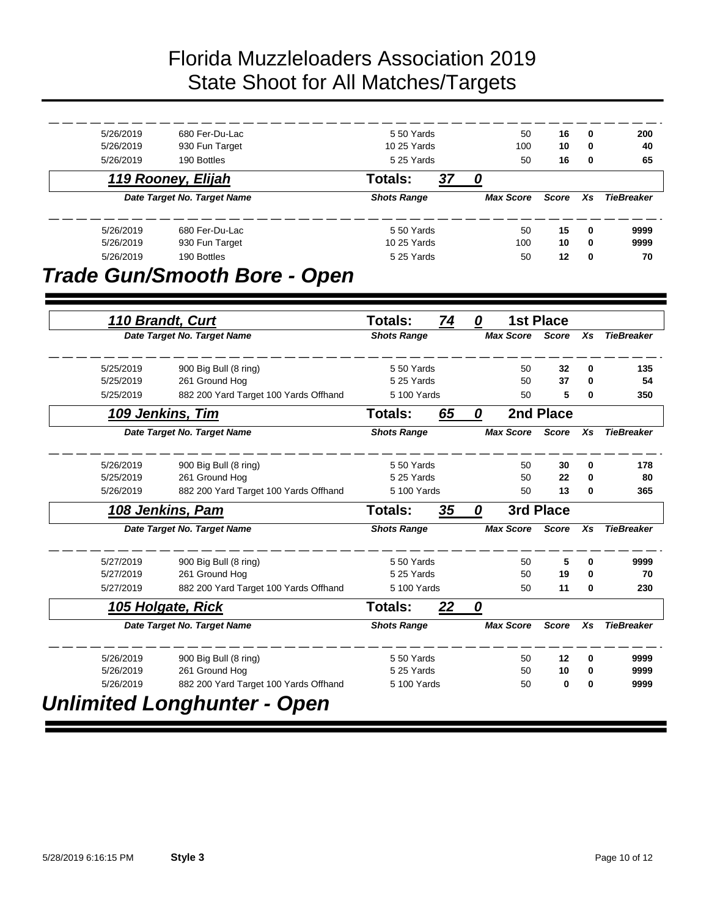# Florida Muzzleloaders Association 2019
# State Shoot for All Matches/Targets

| Date | Target No. Target Name | Shots Range | Max Score | Score | Xs | TieBreaker |
|---|---|---|---|---|---|---|
| 5/26/2019 | 680 Fer-Du-Lac | 5 50 Yards | 50 | **16** | **0** | **200** |
| 5/26/2019 | 930 Fun Target | 10 25 Yards | 100 | **10** | **0** | **40** |
| 5/26/2019 | 190 Bottles | 5 25 Yards | 50 | **16** | **0** | **65** |

### 119 Rooney, Elijah — Totals: 37 0

| Date | Target No. Target Name | Shots Range | Max Score | Score | Xs | TieBreaker |
|---|---|---|---|---|---|---|
| 5/26/2019 | 680 Fer-Du-Lac | 5 50 Yards | 50 | **15** | **0** | **9999** |
| 5/26/2019 | 930 Fun Target | 10 25 Yards | 100 | **10** | **0** | **9999** |
| 5/26/2019 | 190 Bottles | 5 25 Yards | 50 | **12** | **0** | **70** |

## Trade Gun/Smooth Bore - Open

### 110 Brandt, Curt — Totals: 74 0 — 1st Place

| Date | Target No. Target Name | Shots Range | Max Score | Score | Xs | TieBreaker |
|---|---|---|---|---|---|---|
| 5/25/2019 | 900 Big Bull (8 ring) | 5 50 Yards | 50 | **32** | **0** | **135** |
| 5/25/2019 | 261 Ground Hog | 5 25 Yards | 50 | **37** | **0** | **54** |
| 5/25/2019 | 882 200 Yard Target 100 Yards Offhand | 5 100 Yards | 50 | **5** | **0** | **350** |

### 109 Jenkins, Tim — Totals: 65 0 — 2nd Place

| Date | Target No. Target Name | Shots Range | Max Score | Score | Xs | TieBreaker |
|---|---|---|---|---|---|---|
| 5/26/2019 | 900 Big Bull (8 ring) | 5 50 Yards | 50 | **30** | **0** | **178** |
| 5/25/2019 | 261 Ground Hog | 5 25 Yards | 50 | **22** | **0** | **80** |
| 5/26/2019 | 882 200 Yard Target 100 Yards Offhand | 5 100 Yards | 50 | **13** | **0** | **365** |

### 108 Jenkins, Pam — Totals: 35 0 — 3rd Place

| Date | Target No. Target Name | Shots Range | Max Score | Score | Xs | TieBreaker |
|---|---|---|---|---|---|---|
| 5/27/2019 | 900 Big Bull (8 ring) | 5 50 Yards | 50 | **5** | **0** | **9999** |
| 5/27/2019 | 261 Ground Hog | 5 25 Yards | 50 | **19** | **0** | **70** |
| 5/27/2019 | 882 200 Yard Target 100 Yards Offhand | 5 100 Yards | 50 | **11** | **0** | **230** |

### 105 Holgate, Rick — Totals: 22 0

| Date | Target No. Target Name | Shots Range | Max Score | Score | Xs | TieBreaker |
|---|---|---|---|---|---|---|
| 5/26/2019 | 900 Big Bull (8 ring) | 5 50 Yards | 50 | **12** | **0** | **9999** |
| 5/26/2019 | 261 Ground Hog | 5 25 Yards | 50 | **10** | **0** | **9999** |
| 5/26/2019 | 882 200 Yard Target 100 Yards Offhand | 5 100 Yards | 50 | **0** | **0** | **9999** |

## Unlimited Longhunter - Open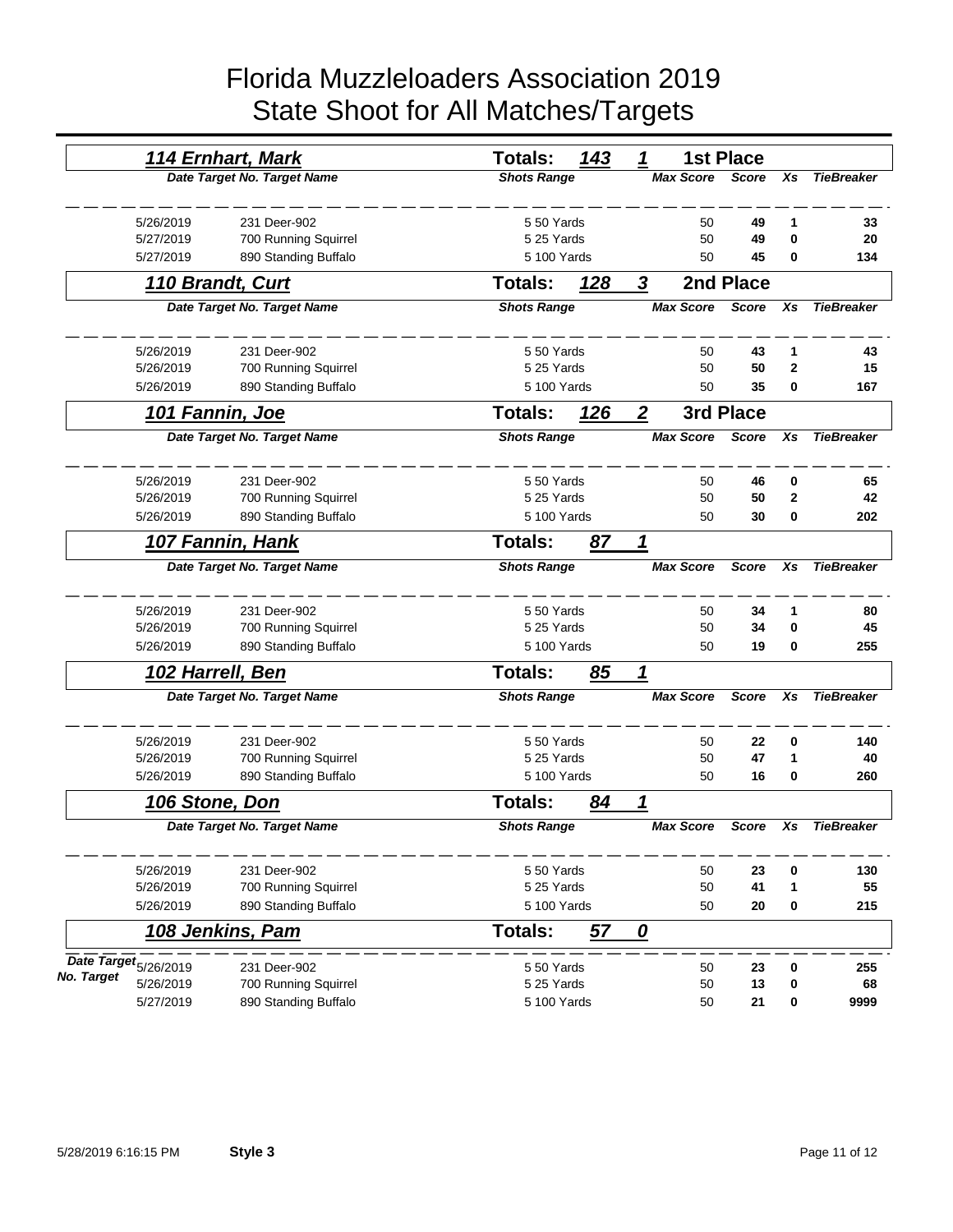# Florida Muzzleloaders Association 2019
# State Shoot for All Matches/Targets

## 114 Ernhart, Mark — Totals: 143 — 1 — 1st Place

| Date | Target No. | Target Name | Shots | Range | Max Score | Score | Xs | TieBreaker |
|---|---|---|---|---|---|---|---|---|
| 5/26/2019 | 231 | Deer-902 | 5 | 50 Yards | 50 | **49** | **1** | **33** |
| 5/27/2019 | 700 | Running Squirrel | 5 | 25 Yards | 50 | **49** | **0** | **20** |
| 5/27/2019 | 890 | Standing Buffalo | 5 | 100 Yards | 50 | **45** | **0** | **134** |

## 110 Brandt, Curt — Totals: 128 — 3 — 2nd Place

| Date | Target No. | Target Name | Shots | Range | Max Score | Score | Xs | TieBreaker |
|---|---|---|---|---|---|---|---|---|
| 5/26/2019 | 231 | Deer-902 | 5 | 50 Yards | 50 | **43** | **1** | **43** |
| 5/26/2019 | 700 | Running Squirrel | 5 | 25 Yards | 50 | **50** | **2** | **15** |
| 5/26/2019 | 890 | Standing Buffalo | 5 | 100 Yards | 50 | **35** | **0** | **167** |

## 101 Fannin, Joe — Totals: 126 — 2 — 3rd Place

| Date | Target No. | Target Name | Shots | Range | Max Score | Score | Xs | TieBreaker |
|---|---|---|---|---|---|---|---|---|
| 5/26/2019 | 231 | Deer-902 | 5 | 50 Yards | 50 | **46** | **0** | **65** |
| 5/26/2019 | 700 | Running Squirrel | 5 | 25 Yards | 50 | **50** | **2** | **42** |
| 5/26/2019 | 890 | Standing Buffalo | 5 | 100 Yards | 50 | **30** | **0** | **202** |

## 107 Fannin, Hank — Totals: 87 — 1

| Date | Target No. | Target Name | Shots | Range | Max Score | Score | Xs | TieBreaker |
|---|---|---|---|---|---|---|---|---|
| 5/26/2019 | 231 | Deer-902 | 5 | 50 Yards | 50 | **34** | **1** | **80** |
| 5/26/2019 | 700 | Running Squirrel | 5 | 25 Yards | 50 | **34** | **0** | **45** |
| 5/26/2019 | 890 | Standing Buffalo | 5 | 100 Yards | 50 | **19** | **0** | **255** |

## 102 Harrell, Ben — Totals: 85 — 1

| Date | Target No. | Target Name | Shots | Range | Max Score | Score | Xs | TieBreaker |
|---|---|---|---|---|---|---|---|---|
| 5/26/2019 | 231 | Deer-902 | 5 | 50 Yards | 50 | **22** | **0** | **140** |
| 5/26/2019 | 700 | Running Squirrel | 5 | 25 Yards | 50 | **47** | **1** | **40** |
| 5/26/2019 | 890 | Standing Buffalo | 5 | 100 Yards | 50 | **16** | **0** | **260** |

## 106 Stone, Don — Totals: 84 — 1

| Date | Target No. | Target Name | Shots | Range | Max Score | Score | Xs | TieBreaker |
|---|---|---|---|---|---|---|---|---|
| 5/26/2019 | 231 | Deer-902 | 5 | 50 Yards | 50 | **23** | **0** | **130** |
| 5/26/2019 | 700 | Running Squirrel | 5 | 25 Yards | 50 | **41** | **1** | **55** |
| 5/26/2019 | 890 | Standing Buffalo | 5 | 100 Yards | 50 | **20** | **0** | **215** |

## 108 Jenkins, Pam — Totals: 57 — 0

| Date | Target No. | Target Name | Shots | Range | Max Score | Score | Xs | TieBreaker |
|---|---|---|---|---|---|---|---|---|
| 5/26/2019 | 231 | Deer-902 | 5 | 50 Yards | 50 | **23** | **0** | **255** |
| 5/26/2019 | 700 | Running Squirrel | 5 | 25 Yards | 50 | **13** | **0** | **68** |
| 5/27/2019 | 890 | Standing Buffalo | 5 | 100 Yards | 50 | **21** | **0** | **9999** |

5/28/2019 6:16:15 PM **Style 3**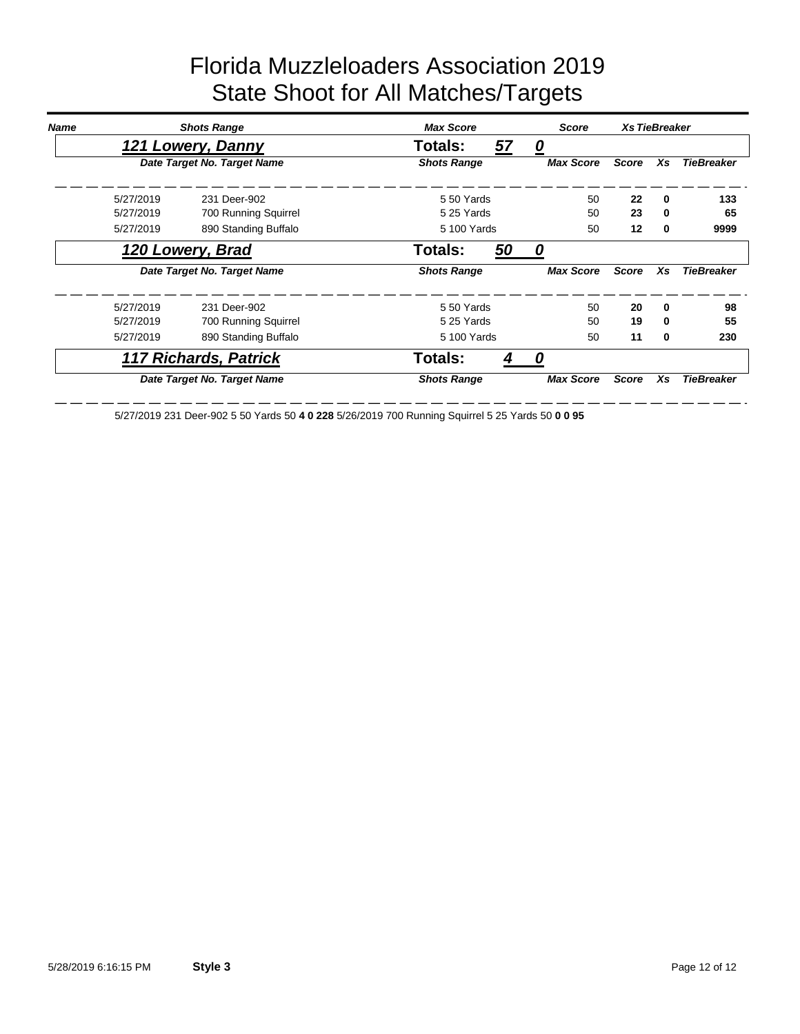# Florida Muzzleloaders Association 2019
# State Shoot for All Matches/Targets

| Name | Shots Range | Max Score | Score | Xs | TieBreaker |
|---|---|---|---|---|---|

### 121 Lowery, Danny — Totals: 57 0

| Date | Target No. Target Name | Shots Range | Max Score | Score | Xs | TieBreaker |
|---|---|---|---|---|---|---|
| 5/27/2019 | 231 Deer-902 | 5 50 Yards | 50 | **22** | **0** | **133** |
| 5/27/2019 | 700 Running Squirrel | 5 25 Yards | 50 | **23** | **0** | **65** |
| 5/27/2019 | 890 Standing Buffalo | 5 100 Yards | 50 | **12** | **0** | **9999** |

### 120 Lowery, Brad — Totals: 50 0

| Date | Target No. Target Name | Shots Range | Max Score | Score | Xs | TieBreaker |
|---|---|---|---|---|---|---|
| 5/27/2019 | 231 Deer-902 | 5 50 Yards | 50 | **20** | **0** | **98** |
| 5/27/2019 | 700 Running Squirrel | 5 25 Yards | 50 | **19** | **0** | **55** |
| 5/27/2019 | 890 Standing Buffalo | 5 100 Yards | 50 | **11** | **0** | **230** |

### 117 Richards, Patrick — Totals: 4 0

| Date | Target No. Target Name | Shots Range | Max Score | Score | Xs | TieBreaker |
|---|---|---|---|---|---|---|
| 5/27/2019 | 231 Deer-902 | 5 50 Yards | 50 | **4** | **0** | **228** |
| 5/26/2019 | 700 Running Squirrel | 5 25 Yards | 50 | **0** | **0** | **95** |

5/28/2019 6:16:15 PM **Style 3**